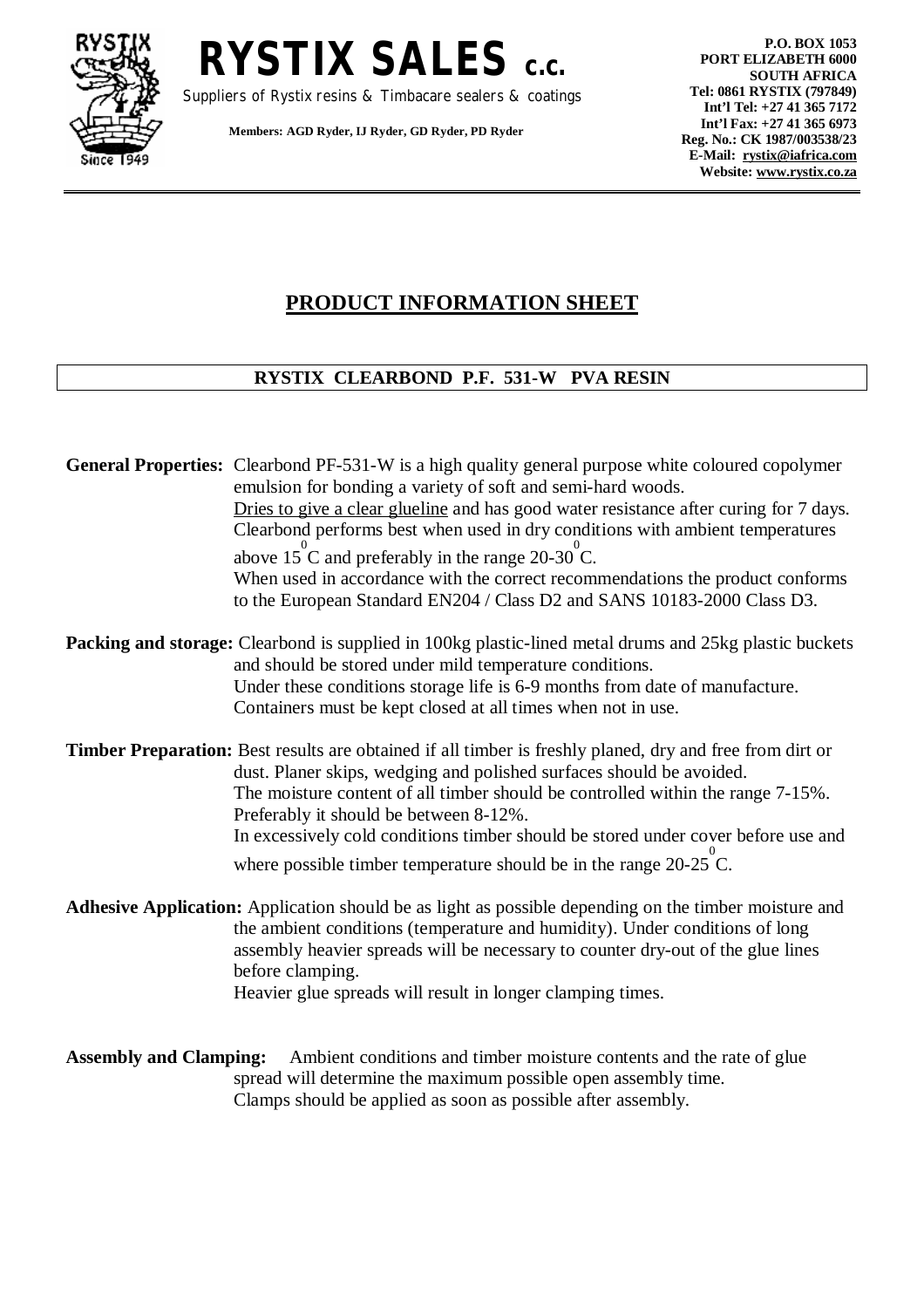# RYSTIX SALES C.C.

Suppliers of Rystix resins & Timbacare sealers & coatings

**Members: AGD Ryder, IJ Ryder, GD Ryder, PD Ryder**

**P.O. BOX 1053**
**PORT ELIZABETH 6000**
**SOUTH AFRICA**
**Tel: 0861 RYSTIX (797849)**
**Int'l Tel: +27 41 365 7172**
**Int'l Fax: +27 41 365 6973**
**Reg. No.: CK 1987/003538/23**
**E-Mail: rystix@iafrica.com**
**Website: www.rystix.co.za**

## PRODUCT INFORMATION SHEET

### RYSTIX CLEARBOND P.F. 531-W PVA RESIN

**General Properties:** Clearbond PF-531-W is a high quality general purpose white coloured copolymer emulsion for bonding a variety of soft and semi-hard woods.
Dries to give a clear glueline and has good water resistance after curing for 7 days.
Clearbond performs best when used in dry conditions with ambient temperatures above 15 $^{0}$C and preferably in the range 20-30 $^{0}$C.
When used in accordance with the correct recommendations the product conforms to the European Standard EN204 / Class D2 and SANS 10183-2000 Class D3.

**Packing and storage:** Clearbond is supplied in 100kg plastic-lined metal drums and 25kg plastic buckets and should be stored under mild temperature conditions.
Under these conditions storage life is 6-9 months from date of manufacture.
Containers must be kept closed at all times when not in use.

**Timber Preparation:** Best results are obtained if all timber is freshly planed, dry and free from dirt or dust. Planer skips, wedging and polished surfaces should be avoided.
The moisture content of all timber should be controlled within the range 7-15%.
Preferably it should be between 8-12%.
In excessively cold conditions timber should be stored under cover before use and where possible timber temperature should be in the range 20-25 $^{0}$C.

**Adhesive Application:** Application should be as light as possible depending on the timber moisture and the ambient conditions (temperature and humidity). Under conditions of long assembly heavier spreads will be necessary to counter dry-out of the glue lines before clamping.
Heavier glue spreads will result in longer clamping times.

**Assembly and Clamping:** Ambient conditions and timber moisture contents and the rate of glue spread will determine the maximum possible open assembly time.
Clamps should be applied as soon as possible after assembly.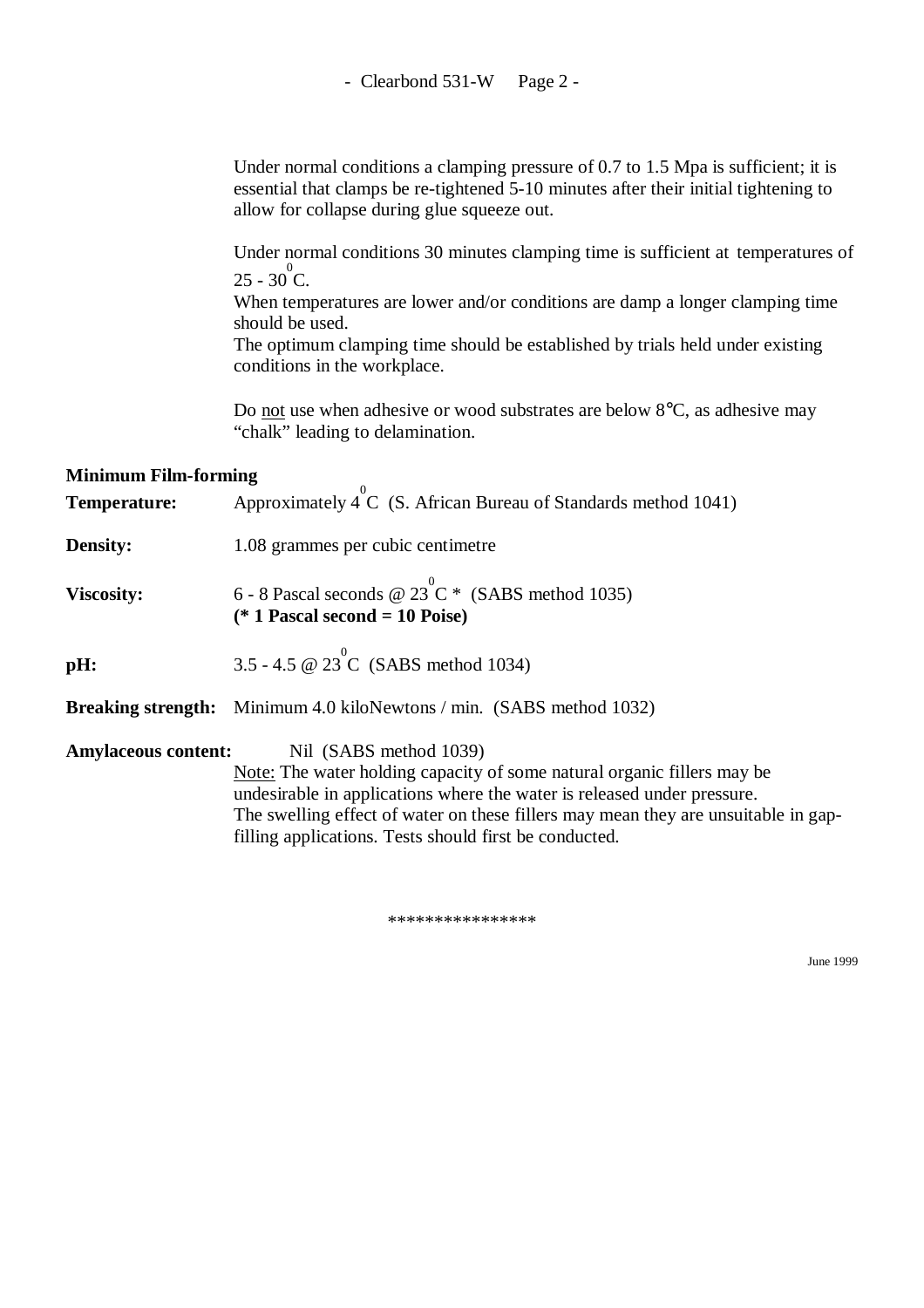Under normal conditions a clamping pressure of 0.7 to 1.5 Mpa is sufficient; it is essential that clamps be re-tightened 5-10 minutes after their initial tightening to allow for collapse during glue squeeze out.

Under normal conditions 30 minutes clamping time is sufficient at temperatures of 25 - 30$^0$C.
When temperatures are lower and/or conditions are damp a longer clamping time should be used.
The optimum clamping time should be established by trials held under existing conditions in the workplace.

Do <u>not</u> use when adhesive or wood substrates are below 8°C, as adhesive may "chalk" leading to delamination.

**Minimum Film-forming Temperature:** Approximately 4$^0$C (S. African Bureau of Standards method 1041)

**Density:** 1.08 grammes per cubic centimetre

**Viscosity:** 6 - 8 Pascal seconds @ 23$^0$C * (SABS method 1035)
**(* 1 Pascal second = 10 Poise)**

**pH:** 3.5 - 4.5 @ 23$^0$C (SABS method 1034)

**Breaking strength:** Minimum 4.0 kiloNewtons / min. (SABS method 1032)

**Amylaceous content:** Nil (SABS method 1039)
<u>Note:</u> The water holding capacity of some natural organic fillers may be undesirable in applications where the water is released under pressure.
The swelling effect of water on these fillers may mean they are unsuitable in gap-filling applications. Tests should first be conducted.

****************

June 1999